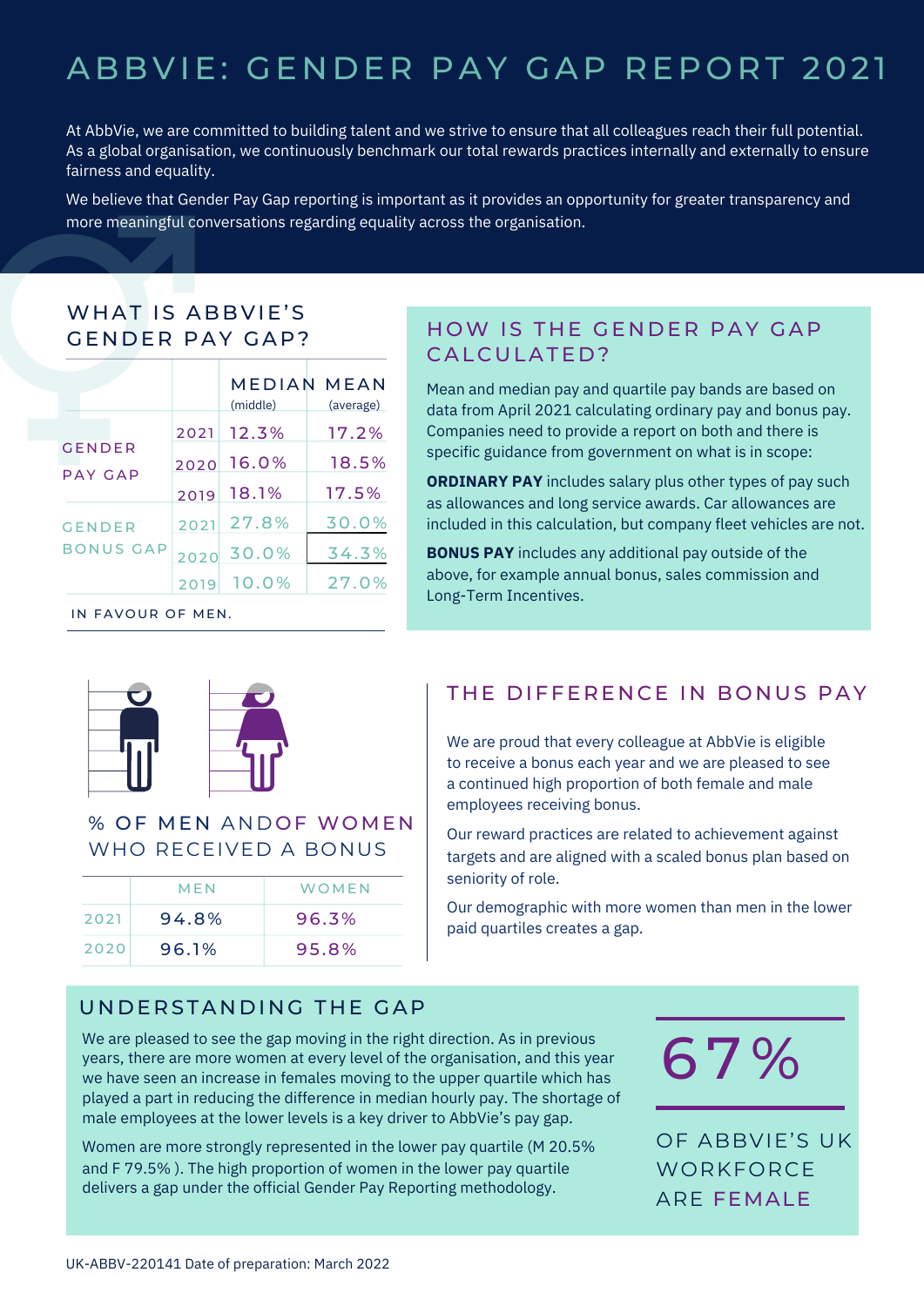# ABBVIE: GENDER PAY GAP REPORT 2021

At AbbVie, we are committed to building talent and we strive to ensure that all colleagues reach their full potential. As a global organisation, we continuously benchmark our total rewards practices internally and externally to ensure fairness and equality.

We believe that Gender Pay Gap reporting is important as it provides an opportunity for greater transparency and more meaningful conversations regarding equality across the organisation.

## WHAT IS ABBVIE'S GENDER PAY GAP?

| | | MEDIAN (middle) | MEAN (average) |
|---|---|---|---|
| GENDER PAY GAP | 2021 | 12.3% | 17.2% |
| | 2020 | 16.0% | 18.5% |
| | 2019 | 18.1% | 17.5% |
| GENDER BONUS GAP | 2021 | 27.8% | 30.0% |
| | 2020 | 30.0% | 34.3% |
| | 2019 | 10.0% | 27.0% |

IN FAVOUR OF MEN.

## HOW IS THE GENDER PAY GAP CALCULATED?

Mean and median pay and quartile pay bands are based on data from April 2021 calculating ordinary pay and bonus pay. Companies need to provide a report on both and there is specific guidance from government on what is in scope:

**ORDINARY PAY** includes salary plus other types of pay such as allowances and long service awards. Car allowances are included in this calculation, but company fleet vehicles are not.

**BONUS PAY** includes any additional pay outside of the above, for example annual bonus, sales commission and Long-Term Incentives.

## % OF MEN ANDOF WOMEN WHO RECEIVED A BONUS

| | MEN | WOMEN |
|---|---|---|
| 2021 | 94.8% | 96.3% |
| 2020 | 96.1% | 95.8% |

## THE DIFFERENCE IN BONUS PAY

We are proud that every colleague at AbbVie is eligible to receive a bonus each year and we are pleased to see a continued high proportion of both female and male employees receiving bonus.

Our reward practices are related to achievement against targets and are aligned with a scaled bonus plan based on seniority of role.

Our demographic with more women than men in the lower paid quartiles creates a gap.

## UNDERSTANDING THE GAP

We are pleased to see the gap moving in the right direction. As in previous years, there are more women at every level of the organisation, and this year we have seen an increase in females moving to the upper quartile which has played a part in reducing the difference in median hourly pay. The shortage of male employees at the lower levels is a key driver to AbbVie's pay gap.

Women are more strongly represented in the lower pay quartile (M 20.5% and F 79.5% ). The high proportion of women in the lower pay quartile delivers a gap under the official Gender Pay Reporting methodology.

**67%**

OF ABBVIE'S UK WORKFORCE ARE FEMALE

UK-ABBV-220141 Date of preparation: March 2022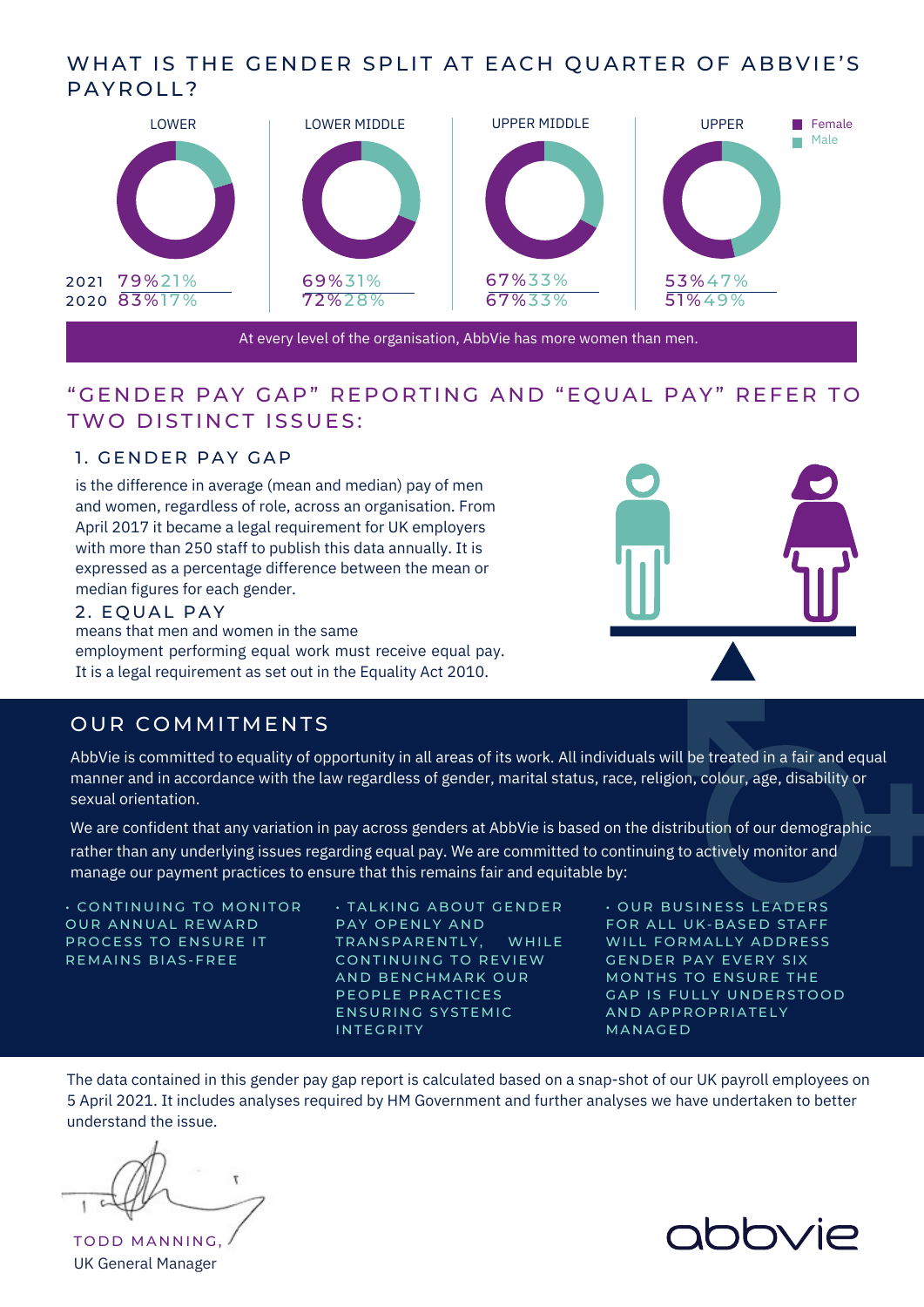# WHAT IS THE GENDER SPLIT AT EACH QUARTER OF ABBVIE'S PAYROLL?

LOWER

LOWER MIDDLE

UPPER MIDDLE

UPPER

Female

Male

2021 79% 21%

2020 83% 17%

69% 31%

72% 28%

67% 33%

67% 33%

53% 47%

51% 49%

At every level of the organisation, AbbVie has more women than men.

## "GENDER PAY GAP" REPORTING AND "EQUAL PAY" REFER TO TWO DISTINCT ISSUES:

### 1. GENDER PAY GAP

is the difference in average (mean and median) pay of men and women, regardless of role, across an organisation. From April 2017 it became a legal requirement for UK employers with more than 250 staff to publish this data annually. It is expressed as a percentage difference between the mean or median figures for each gender.

### 2. EQUAL PAY

means that men and women in the same employment performing equal work must receive equal pay. It is a legal requirement as set out in the Equality Act 2010.

## OUR COMMITMENTS

AbbVie is committed to equality of opportunity in all areas of its work. All individuals will be treated in a fair and equal manner and in accordance with the law regardless of gender, marital status, race, religion, colour, age, disability or sexual orientation.

We are confident that any variation in pay across genders at AbbVie is based on the distribution of our demographic rather than any underlying issues regarding equal pay. We are committed to continuing to actively monitor and manage our payment practices to ensure that this remains fair and equitable by:

- CONTINUING TO MONITOR OUR ANNUAL REWARD PROCESS TO ENSURE IT REMAINS BIAS-FREE
- TALKING ABOUT GENDER PAY OPENLY AND TRANSPARENTLY, WHILE CONTINUING TO REVIEW AND BENCHMARK OUR PEOPLE PRACTICES ENSURING SYSTEMIC INTEGRITY
- OUR BUSINESS LEADERS FOR ALL UK-BASED STAFF WILL FORMALLY ADDRESS GENDER PAY EVERY SIX MONTHS TO ENSURE THE GAP IS FULLY UNDERSTOOD AND APPROPRIATELY MANAGED

The data contained in this gender pay gap report is calculated based on a snap-shot of our UK payroll employees on 5 April 2021. It includes analyses required by HM Government and further analyses we have undertaken to better understand the issue.

TODD MANNING,
UK General Manager

abbvie